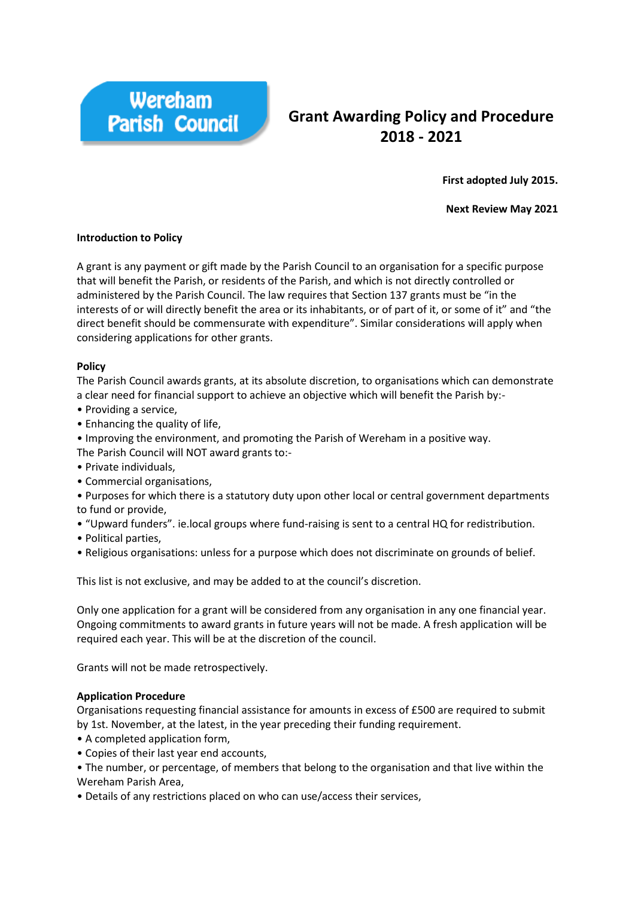Wereham Parish Council

# Grant Awarding Policy and Procedure 2018 - 2021

**First adopted July 2015.**

**Next Review May 2021**

**Introduction to Policy**

A grant is any payment or gift made by the Parish Council to an organisation for a specific purpose that will benefit the Parish, or residents of the Parish, and which is not directly controlled or administered by the Parish Council. The law requires that Section 137 grants must be "in the interests of or will directly benefit the area or its inhabitants, or of part of it, or some of it" and "the direct benefit should be commensurate with expenditure". Similar considerations will apply when considering applications for other grants.

**Policy**

The Parish Council awards grants, at its absolute discretion, to organisations which can demonstrate a clear need for financial support to achieve an objective which will benefit the Parish by:-

- Providing a service,
- Enhancing the quality of life,
- Improving the environment, and promoting the Parish of Wereham in a positive way.

The Parish Council will NOT award grants to:-

- Private individuals,
- Commercial organisations,
- Purposes for which there is a statutory duty upon other local or central government departments to fund or provide,
- "Upward funders". ie.local groups where fund-raising is sent to a central HQ for redistribution.
- Political parties,
- Religious organisations: unless for a purpose which does not discriminate on grounds of belief.

This list is not exclusive, and may be added to at the council's discretion.

Only one application for a grant will be considered from any organisation in any one financial year. Ongoing commitments to award grants in future years will not be made. A fresh application will be required each year. This will be at the discretion of the council.

Grants will not be made retrospectively.

**Application Procedure**

Organisations requesting financial assistance for amounts in excess of £500 are required to submit by 1st. November, at the latest, in the year preceding their funding requirement.

- A completed application form,
- Copies of their last year end accounts,
- The number, or percentage, of members that belong to the organisation and that live within the Wereham Parish Area,
- Details of any restrictions placed on who can use/access their services,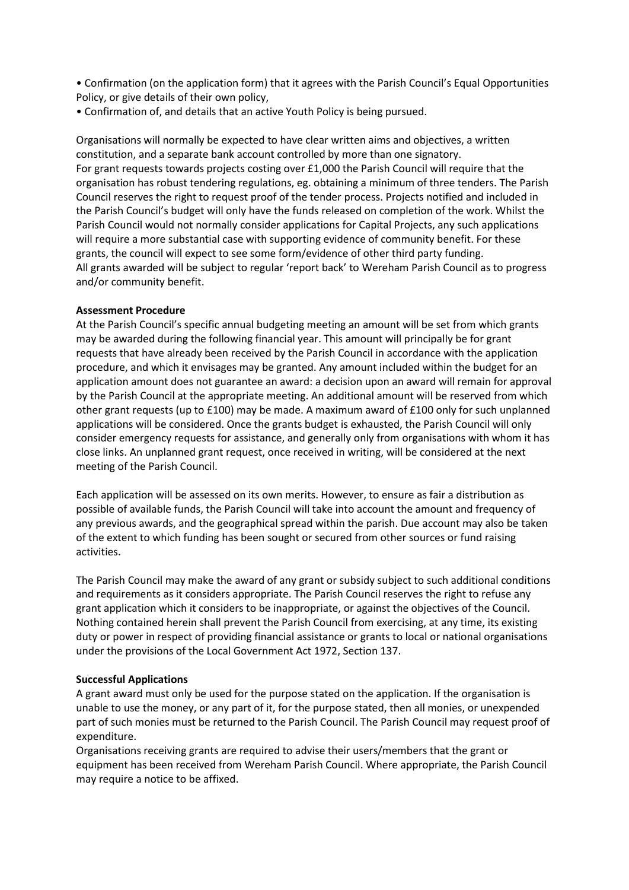- Confirmation (on the application form) that it agrees with the Parish Council's Equal Opportunities Policy, or give details of their own policy,
- Confirmation of, and details that an active Youth Policy is being pursued.

Organisations will normally be expected to have clear written aims and objectives, a written constitution, and a separate bank account controlled by more than one signatory.
For grant requests towards projects costing over £1,000 the Parish Council will require that the organisation has robust tendering regulations, eg. obtaining a minimum of three tenders. The Parish Council reserves the right to request proof of the tender process. Projects notified and included in the Parish Council's budget will only have the funds released on completion of the work. Whilst the Parish Council would not normally consider applications for Capital Projects, any such applications will require a more substantial case with supporting evidence of community benefit. For these grants, the council will expect to see some form/evidence of other third party funding.
All grants awarded will be subject to regular 'report back' to Wereham Parish Council as to progress and/or community benefit.

**Assessment Procedure**

At the Parish Council's specific annual budgeting meeting an amount will be set from which grants may be awarded during the following financial year. This amount will principally be for grant requests that have already been received by the Parish Council in accordance with the application procedure, and which it envisages may be granted. Any amount included within the budget for an application amount does not guarantee an award: a decision upon an award will remain for approval by the Parish Council at the appropriate meeting. An additional amount will be reserved from which other grant requests (up to £100) may be made. A maximum award of £100 only for such unplanned applications will be considered. Once the grants budget is exhausted, the Parish Council will only consider emergency requests for assistance, and generally only from organisations with whom it has close links. An unplanned grant request, once received in writing, will be considered at the next meeting of the Parish Council.

Each application will be assessed on its own merits. However, to ensure as fair a distribution as possible of available funds, the Parish Council will take into account the amount and frequency of any previous awards, and the geographical spread within the parish. Due account may also be taken of the extent to which funding has been sought or secured from other sources or fund raising activities.

The Parish Council may make the award of any grant or subsidy subject to such additional conditions and requirements as it considers appropriate. The Parish Council reserves the right to refuse any grant application which it considers to be inappropriate, or against the objectives of the Council. Nothing contained herein shall prevent the Parish Council from exercising, at any time, its existing duty or power in respect of providing financial assistance or grants to local or national organisations under the provisions of the Local Government Act 1972, Section 137.

**Successful Applications**

A grant award must only be used for the purpose stated on the application. If the organisation is unable to use the money, or any part of it, for the purpose stated, then all monies, or unexpended part of such monies must be returned to the Parish Council. The Parish Council may request proof of expenditure.
Organisations receiving grants are required to advise their users/members that the grant or equipment has been received from Wereham Parish Council. Where appropriate, the Parish Council may require a notice to be affixed.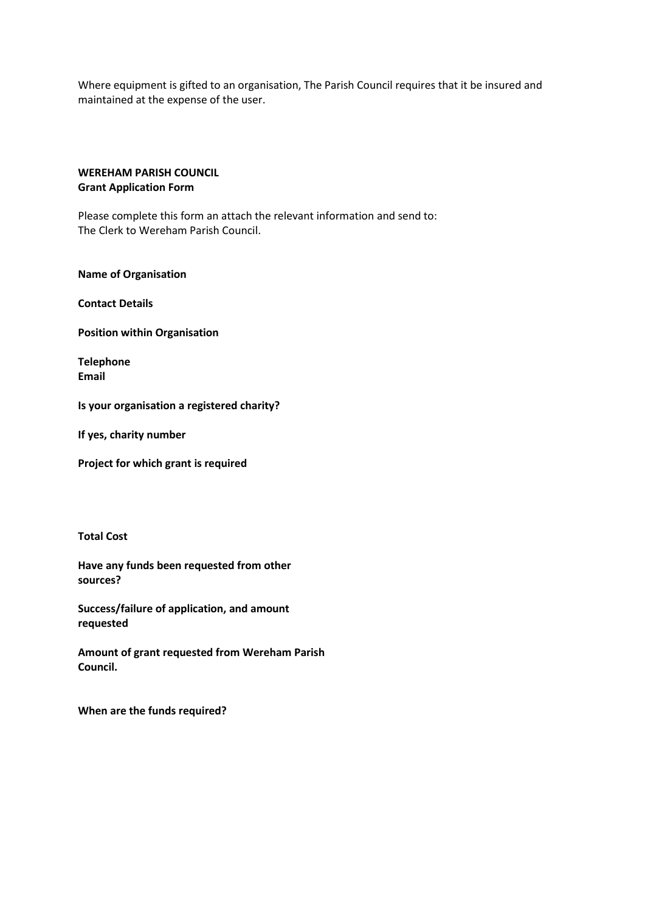Where equipment is gifted to an organisation, The Parish Council requires that it be insured and maintained at the expense of the user.

**WEREHAM PARISH COUNCIL**
**Grant Application Form**

Please complete this form an attach the relevant information and send to:
The Clerk to Wereham Parish Council.

**Name of Organisation**

**Contact Details**

**Position within Organisation**

**Telephone**
**Email**

**Is your organisation a registered charity?**

**If yes, charity number**

**Project for which grant is required**

**Total Cost**

**Have any funds been requested from other sources?**

**Success/failure of application, and amount requested**

**Amount of grant requested from Wereham Parish Council.**

**When are the funds required?**